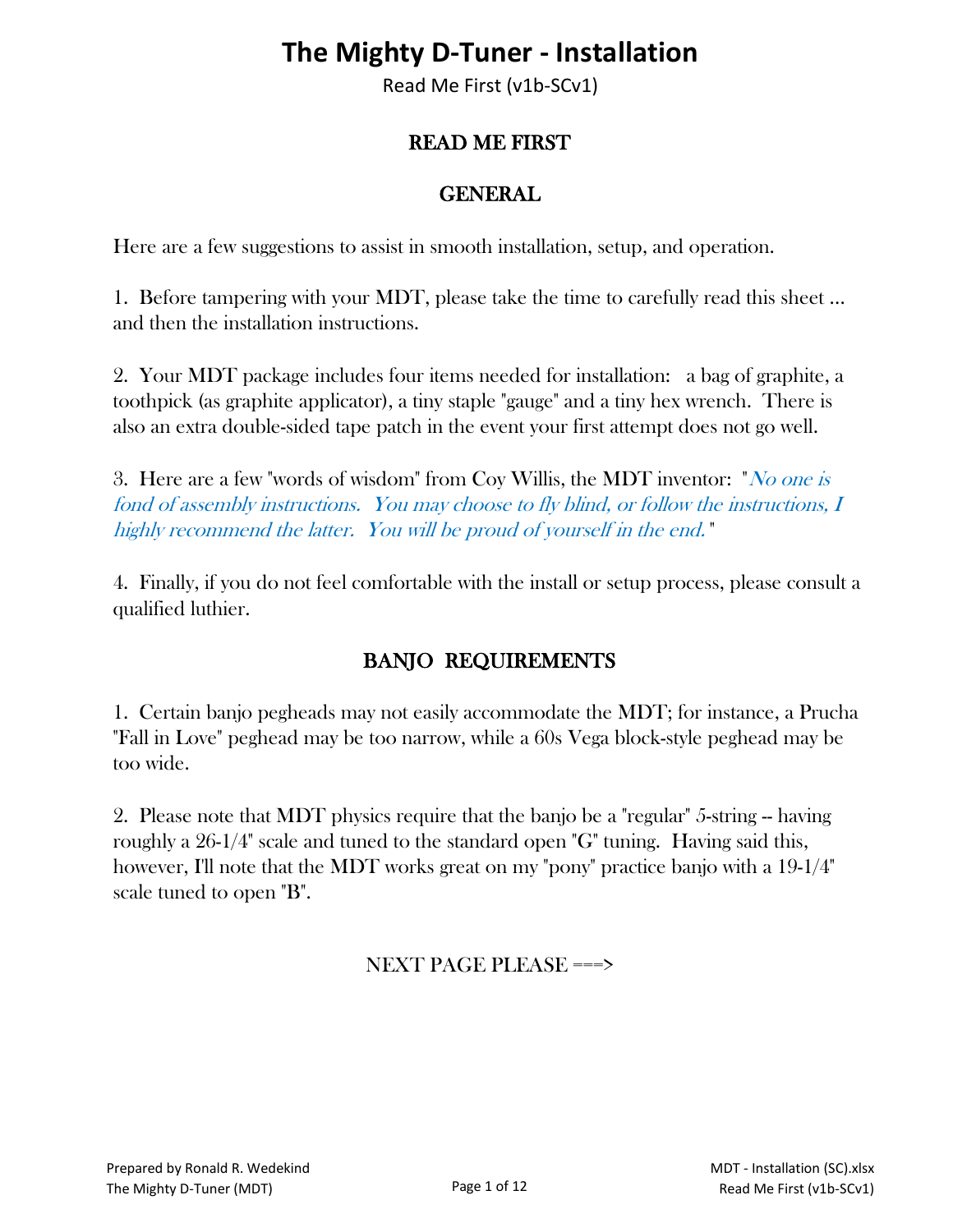# The Mighty D-Tuner - Installation

Read Me First (v1b-SCv1)

## READ ME FIRST

## GENERAL

Here are a few suggestions to assist in smooth installation, setup, and operation.

1. Before tampering with your MDT, please take the time to carefully read this sheet ... and then the installation instructions.

2. Your MDT package includes four items needed for installation: a bag of graphite, a toothpick (as graphite applicator), a tiny staple "gauge" and a tiny hex wrench. There is also an extra double-sided tape patch in the event your first attempt does not go well.

3. Here are a few "words of wisdom" from Coy Willis, the MDT inventor: "*No one is fond of assembly instructions. You may choose to fly blind, or follow the instructions, I highly recommend the latter. You will be proud of yourself in the end.*"

4. Finally, if you do not feel comfortable with the install or setup process, please consult a qualified luthier.

## BANJO REQUIREMENTS

1. Certain banjo pegheads may not easily accommodate the MDT; for instance, a Prucha "Fall in Love" peghead may be too narrow, while a 60s Vega block-style peghead may be too wide.

2. Please note that MDT physics require that the banjo be a "regular" 5-string -- having roughly a 26-1/4" scale and tuned to the standard open "G" tuning. Having said this, however, I'll note that the MDT works great on my "pony" practice banjo with a 19-1/4" scale tuned to open "B".

NEXT PAGE PLEASE ===>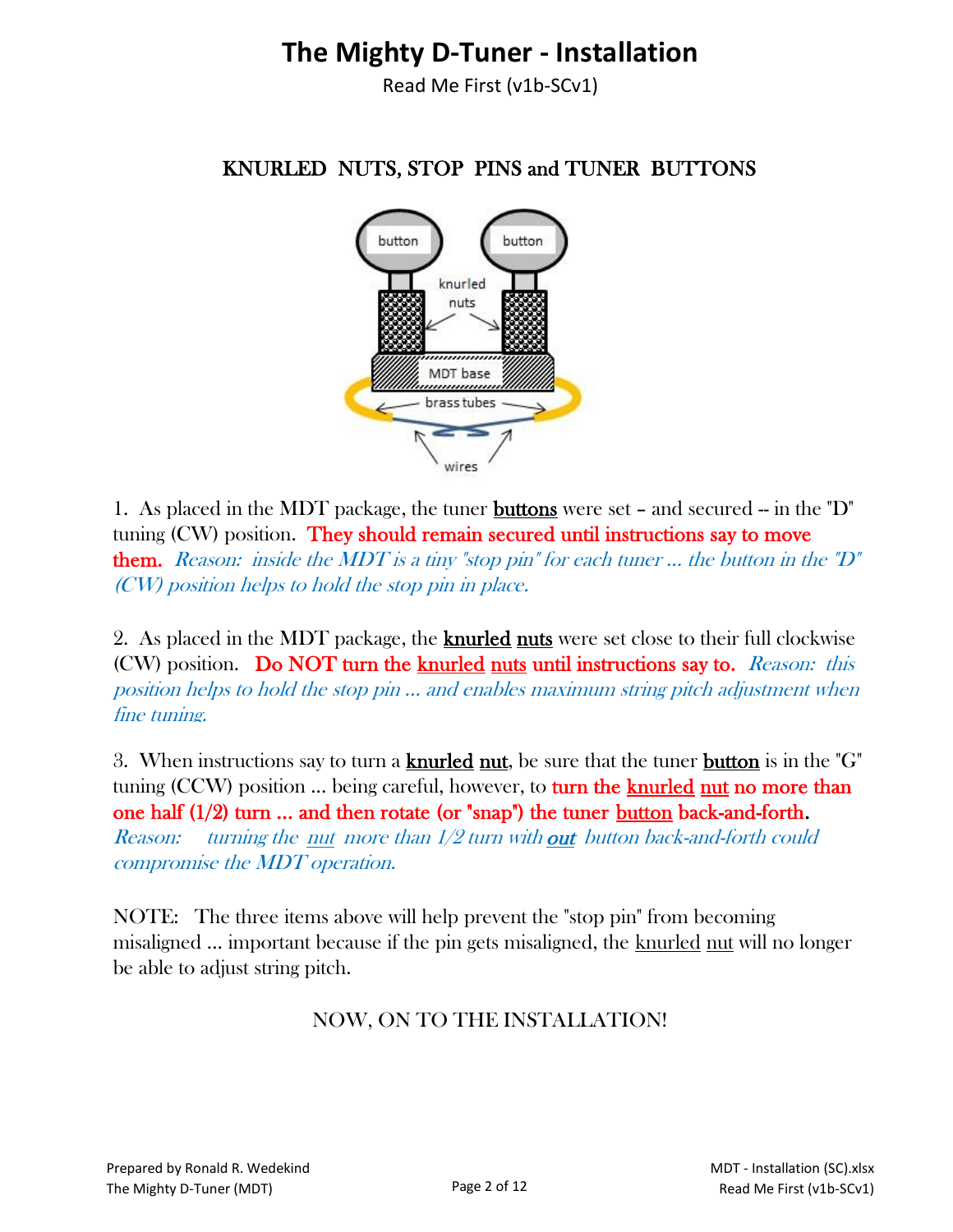# The Mighty D-Tuner - Installation

Read Me First (v1b-SCv1)

## KNURLED NUTS, STOP PINS and TUNER BUTTONS

1. As placed in the MDT package, the tuner **buttons** were set – and secured -- in the "D" tuning (CW) position. **They should remain secured until instructions say to move them.** *Reason: inside the MDT is a tiny "stop pin" for each tuner ... the button in the "D" (CW) position helps to hold the stop pin in place.*

2. As placed in the MDT package, the **knurled nuts** were set close to their full clockwise (CW) position. **Do NOT turn the knurled nuts until instructions say to.** *Reason: this position helps to hold the stop pin ... and enables maximum string pitch adjustment when fine tuning.*

3. When instructions say to turn a **knurled nut**, be sure that the tuner **button** is in the "G" tuning (CCW) position ... being careful, however, to **turn the knurled nut no more than one half (1/2) turn ... and then rotate (or "snap") the tuner button back-and-forth.** *Reason: turning the nut more than 1/2 turn with **out** button back-and-forth could compromise the MDT operation.*

NOTE: The three items above will help prevent the "stop pin" from becoming misaligned ... important because if the pin gets misaligned, the knurled nut will no longer be able to adjust string pitch.

NOW, ON TO THE INSTALLATION!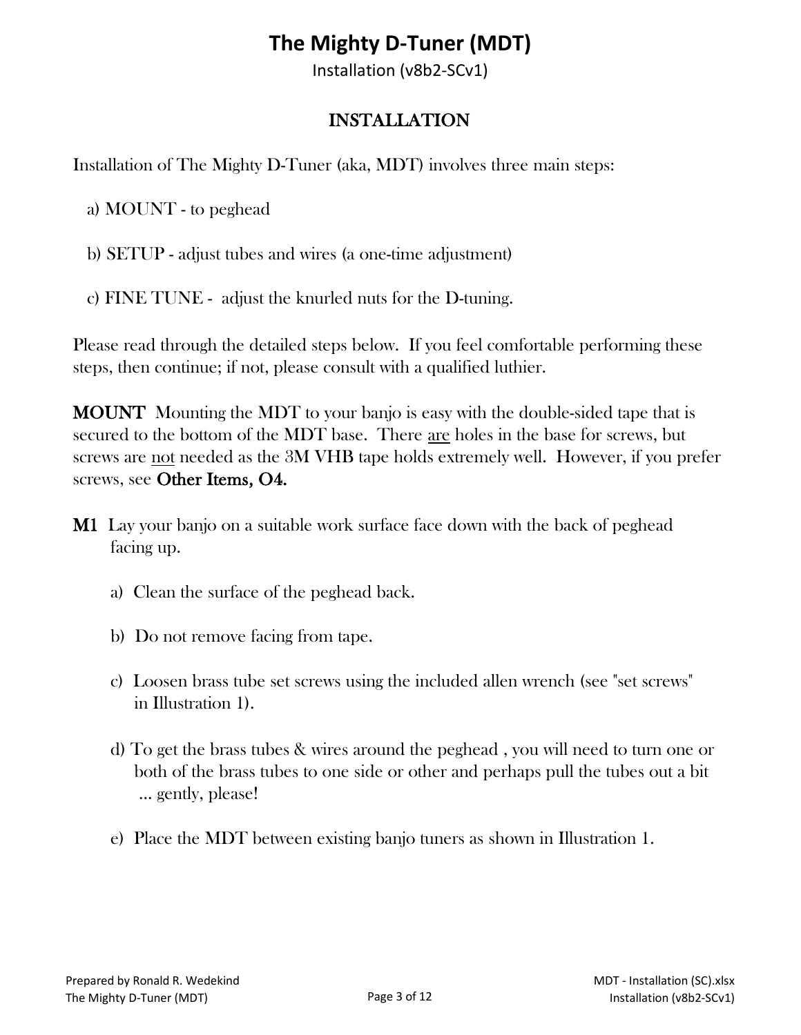# The Mighty D-Tuner (MDT)

Installation (v8b2-SCv1)

## INSTALLATION

Installation of The Mighty D-Tuner (aka, MDT) involves three main steps:

a) MOUNT - to peghead

b) SETUP - adjust tubes and wires (a one-time adjustment)

c) FINE TUNE - adjust the knurled nuts for the D-tuning.

Please read through the detailed steps below. If you feel comfortable performing these steps, then continue; if not, please consult with a qualified luthier.

**MOUNT** Mounting the MDT to your banjo is easy with the double-sided tape that is secured to the bottom of the MDT base. There <u>are</u> holes in the base for screws, but screws are <u>not</u> needed as the 3M VHB tape holds extremely well. However, if you prefer screws, see **Other Items, O4.**

**M1** Lay your banjo on a suitable work surface face down with the back of peghead facing up.

a) Clean the surface of the peghead back.

b) Do not remove facing from tape.

c) Loosen brass tube set screws using the included allen wrench (see "set screws" in Illustration 1).

d) To get the brass tubes & wires around the peghead , you will need to turn one or both of the brass tubes to one side or other and perhaps pull the tubes out a bit ... gently, please!

e) Place the MDT between existing banjo tuners as shown in Illustration 1.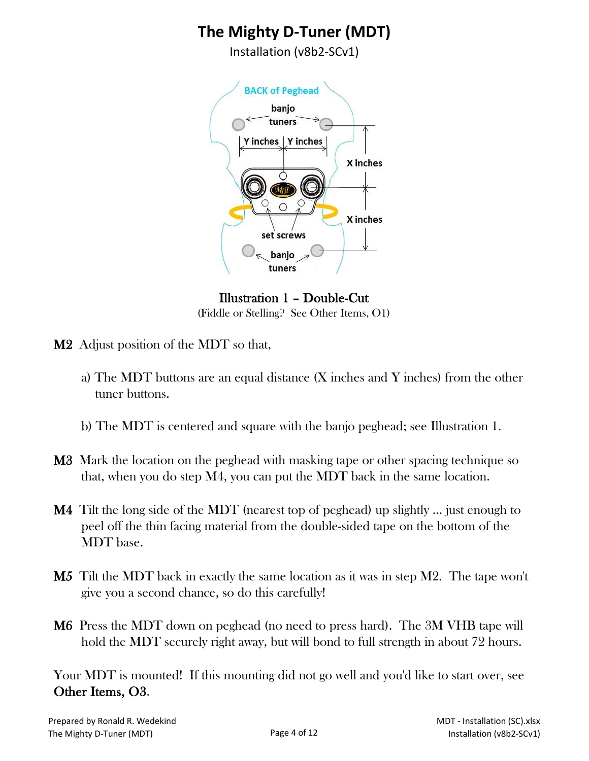# The Mighty D-Tuner (MDT)

Installation (v8b2-SCv1)

BACK of Peghead

banjo tuners

Y inches | Y inches

X inches

X inches

set screws

banjo tuners

**Illustration 1 – Double-Cut**

(Fiddle or Stelling? See Other Items, O1)

**M2** Adjust position of the MDT so that,

a) The MDT buttons are an equal distance (X inches and Y inches) from the other tuner buttons.

b) The MDT is centered and square with the banjo peghead; see Illustration 1.

**M3** Mark the location on the peghead with masking tape or other spacing technique so that, when you do step M4, you can put the MDT back in the same location.

**M4** Tilt the long side of the MDT (nearest top of peghead) up slightly ... just enough to peel off the thin facing material from the double-sided tape on the bottom of the MDT base.

**M5** Tilt the MDT back in exactly the same location as it was in step M2. The tape won't give you a second chance, so do this carefully!

**M6** Press the MDT down on peghead (no need to press hard). The 3M VHB tape will hold the MDT securely right away, but will bond to full strength in about 72 hours.

Your MDT is mounted! If this mounting did not go well and you'd like to start over, see **Other Items, O3**.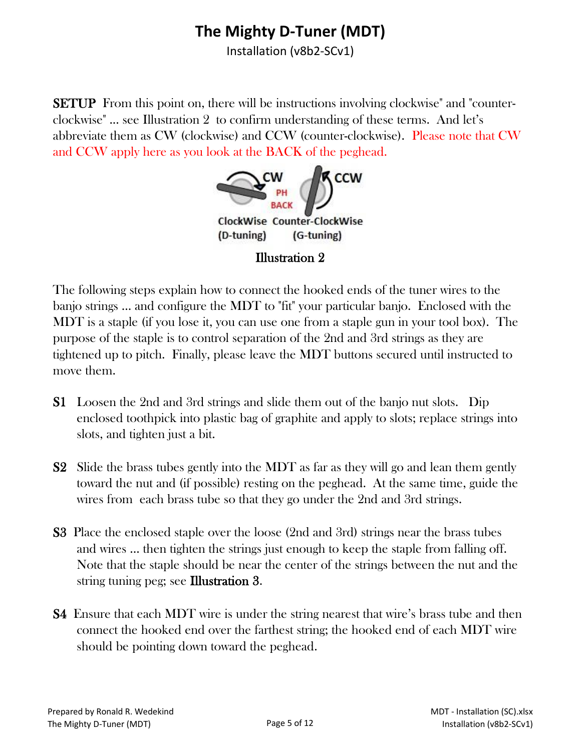# The Mighty D-Tuner (MDT)

Installation (v8b2-SCv1)

**SETUP** From this point on, there will be instructions involving clockwise" and "counter-clockwise" ... see Illustration 2 to confirm understanding of these terms. And let's abbreviate them as CW (clockwise) and CCW (counter-clockwise). Please note that CW and CCW apply here as you look at the BACK of the peghead.

CW PH BACK CCW

ClockWise (D-tuning) Counter-ClockWise (G-tuning)

Illustration 2

The following steps explain how to connect the hooked ends of the tuner wires to the banjo strings ... and configure the MDT to "fit" your particular banjo. Enclosed with the MDT is a staple (if you lose it, you can use one from a staple gun in your tool box). The purpose of the staple is to control separation of the 2nd and 3rd strings as they are tightened up to pitch. Finally, please leave the MDT buttons secured until instructed to move them.

**S1** Loosen the 2nd and 3rd strings and slide them out of the banjo nut slots. Dip enclosed toothpick into plastic bag of graphite and apply to slots; replace strings into slots, and tighten just a bit.

**S2** Slide the brass tubes gently into the MDT as far as they will go and lean them gently toward the nut and (if possible) resting on the peghead. At the same time, guide the wires from each brass tube so that they go under the 2nd and 3rd strings.

**S3** Place the enclosed staple over the loose (2nd and 3rd) strings near the brass tubes and wires ... then tighten the strings just enough to keep the staple from falling off. Note that the staple should be near the center of the strings between the nut and the string tuning peg; see **Illustration 3**.

**S4** Ensure that each MDT wire is under the string nearest that wire's brass tube and then connect the hooked end over the farthest string; the hooked end of each MDT wire should be pointing down toward the peghead.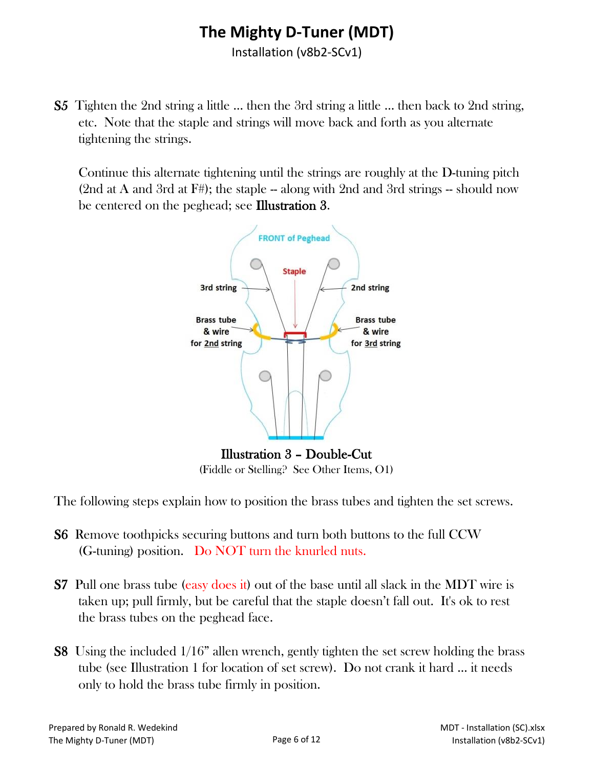# The Mighty D-Tuner (MDT)

Installation (v8b2-SCv1)

**S5** Tighten the 2nd string a little … then the 3rd string a little … then back to 2nd string, etc. Note that the staple and strings will move back and forth as you alternate tightening the strings.

Continue this alternate tightening until the strings are roughly at the D-tuning pitch (2nd at A and 3rd at F#); the staple -- along with 2nd and 3rd strings -- should now be centered on the peghead; see **Illustration 3**.

**Illustration 3 – Double-Cut**

(Fiddle or Stelling? See Other Items, O1)

The following steps explain how to position the brass tubes and tighten the set screws.

**S6** Remove toothpicks securing buttons and turn both buttons to the full CCW (G-tuning) position. Do NOT turn the knurled nuts.

**S7** Pull one brass tube (easy does it) out of the base until all slack in the MDT wire is taken up; pull firmly, but be careful that the staple doesn't fall out. It's ok to rest the brass tubes on the peghead face.

**S8** Using the included 1/16" allen wrench, gently tighten the set screw holding the brass tube (see Illustration 1 for location of set screw). Do not crank it hard … it needs only to hold the brass tube firmly in position.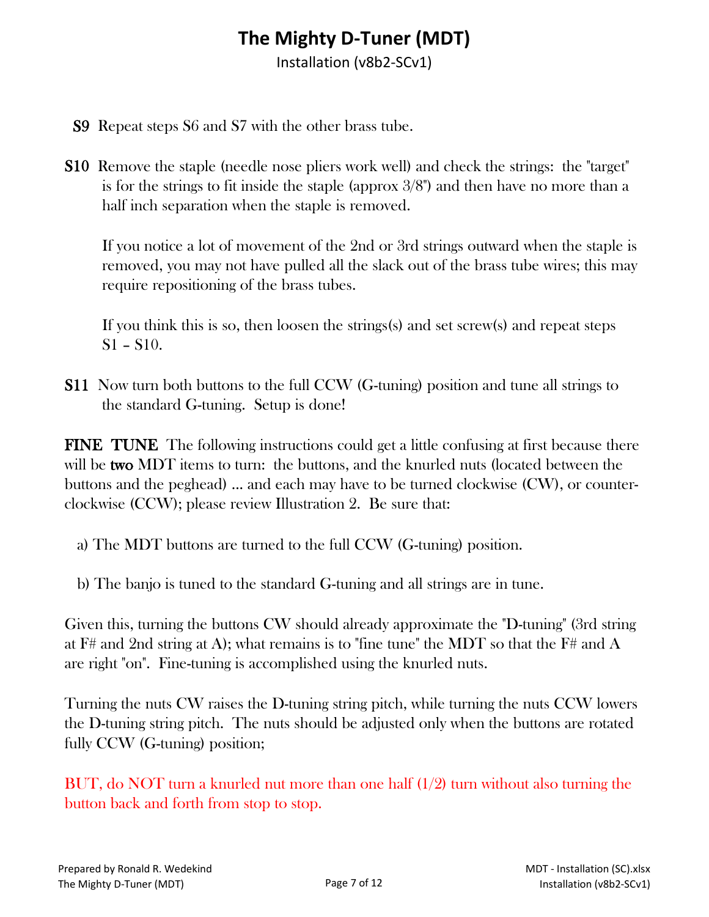**S9** Repeat steps S6 and S7 with the other brass tube.

**S10** Remove the staple (needle nose pliers work well) and check the strings: the "target" is for the strings to fit inside the staple (approx 3/8") and then have no more than a half inch separation when the staple is removed.

If you notice a lot of movement of the 2nd or 3rd strings outward when the staple is removed, you may not have pulled all the slack out of the brass tube wires; this may require repositioning of the brass tubes.

If you think this is so, then loosen the strings(s) and set screw(s) and repeat steps S1 – S10.

**S11** Now turn both buttons to the full CCW (G-tuning) position and tune all strings to the standard G-tuning. Setup is done!

**FINE TUNE** The following instructions could get a little confusing at first because there will be **two** MDT items to turn: the buttons, and the knurled nuts (located between the buttons and the peghead) … and each may have to be turned clockwise (CW), or counter-clockwise (CCW); please review Illustration 2. Be sure that:

a) The MDT buttons are turned to the full CCW (G-tuning) position.

b) The banjo is tuned to the standard G-tuning and all strings are in tune.

Given this, turning the buttons CW should already approximate the "D-tuning" (3rd string at F# and 2nd string at A); what remains is to "fine tune" the MDT so that the F# and A are right "on". Fine-tuning is accomplished using the knurled nuts.

Turning the nuts CW raises the D-tuning string pitch, while turning the nuts CCW lowers the D-tuning string pitch. The nuts should be adjusted only when the buttons are rotated fully CCW (G-tuning) position;

BUT, do NOT turn a knurled nut more than one half (1/2) turn without also turning the button back and forth from stop to stop.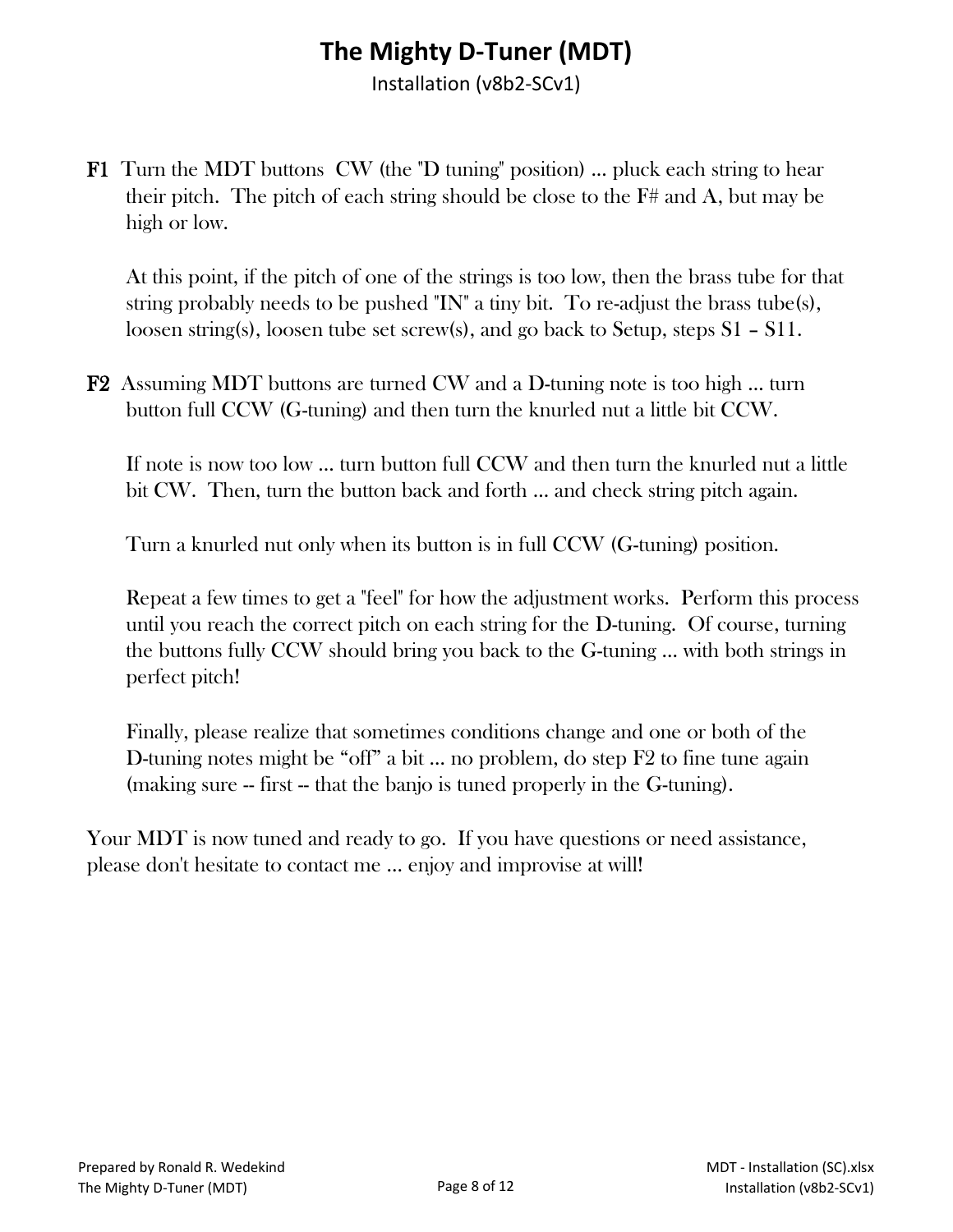# The Mighty D-Tuner (MDT)

Installation (v8b2-SCv1)

**F1** Turn the MDT buttons CW (the "D tuning" position) ... pluck each string to hear their pitch. The pitch of each string should be close to the F# and A, but may be high or low.

At this point, if the pitch of one of the strings is too low, then the brass tube for that string probably needs to be pushed "IN" a tiny bit. To re-adjust the brass tube(s), loosen string(s), loosen tube set screw(s), and go back to Setup, steps S1 – S11.

**F2** Assuming MDT buttons are turned CW and a D-tuning note is too high ... turn button full CCW (G-tuning) and then turn the knurled nut a little bit CCW.

If note is now too low ... turn button full CCW and then turn the knurled nut a little bit CW. Then, turn the button back and forth ... and check string pitch again.

Turn a knurled nut only when its button is in full CCW (G-tuning) position.

Repeat a few times to get a "feel" for how the adjustment works. Perform this process until you reach the correct pitch on each string for the D-tuning. Of course, turning the buttons fully CCW should bring you back to the G-tuning ... with both strings in perfect pitch!

Finally, please realize that sometimes conditions change and one or both of the D-tuning notes might be “off” a bit ... no problem, do step F2 to fine tune again (making sure -- first -- that the banjo is tuned properly in the G-tuning).

Your MDT is now tuned and ready to go. If you have questions or need assistance, please don't hesitate to contact me ... enjoy and improvise at will!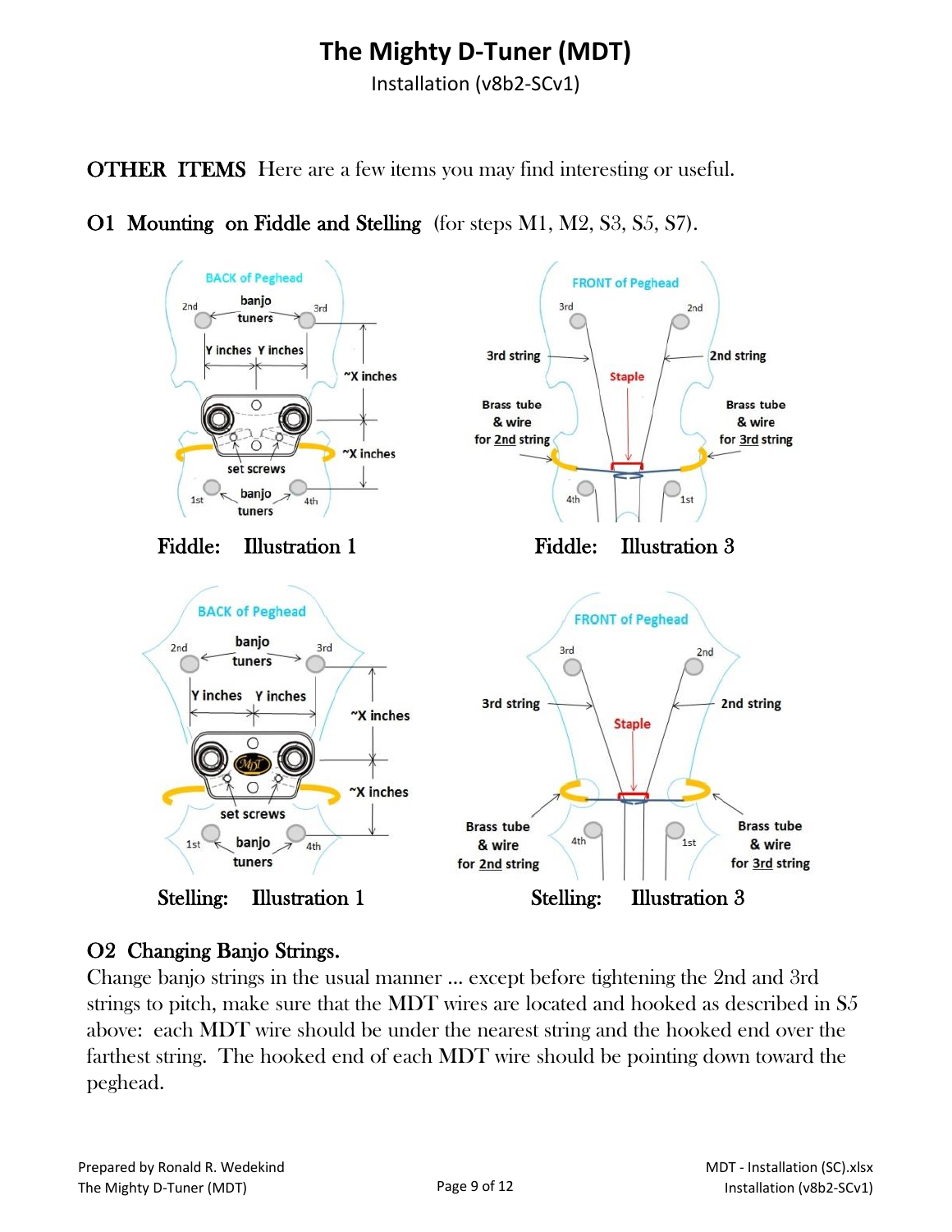# The Mighty D-Tuner (MDT)

Installation (v8b2-SCv1)

**OTHER ITEMS** Here are a few items you may find interesting or useful.

## O1 Mounting on Fiddle and Stelling (for steps M1, M2, S3, S5, S7).

Fiddle: Illustration 1

Fiddle: Illustration 3

Stelling: Illustration 1

Stelling: Illustration 3

## O2 Changing Banjo Strings.

Change banjo strings in the usual manner … except before tightening the 2nd and 3rd strings to pitch, make sure that the MDT wires are located and hooked as described in S5 above: each MDT wire should be under the nearest string and the hooked end over the farthest string. The hooked end of each MDT wire should be pointing down toward the peghead.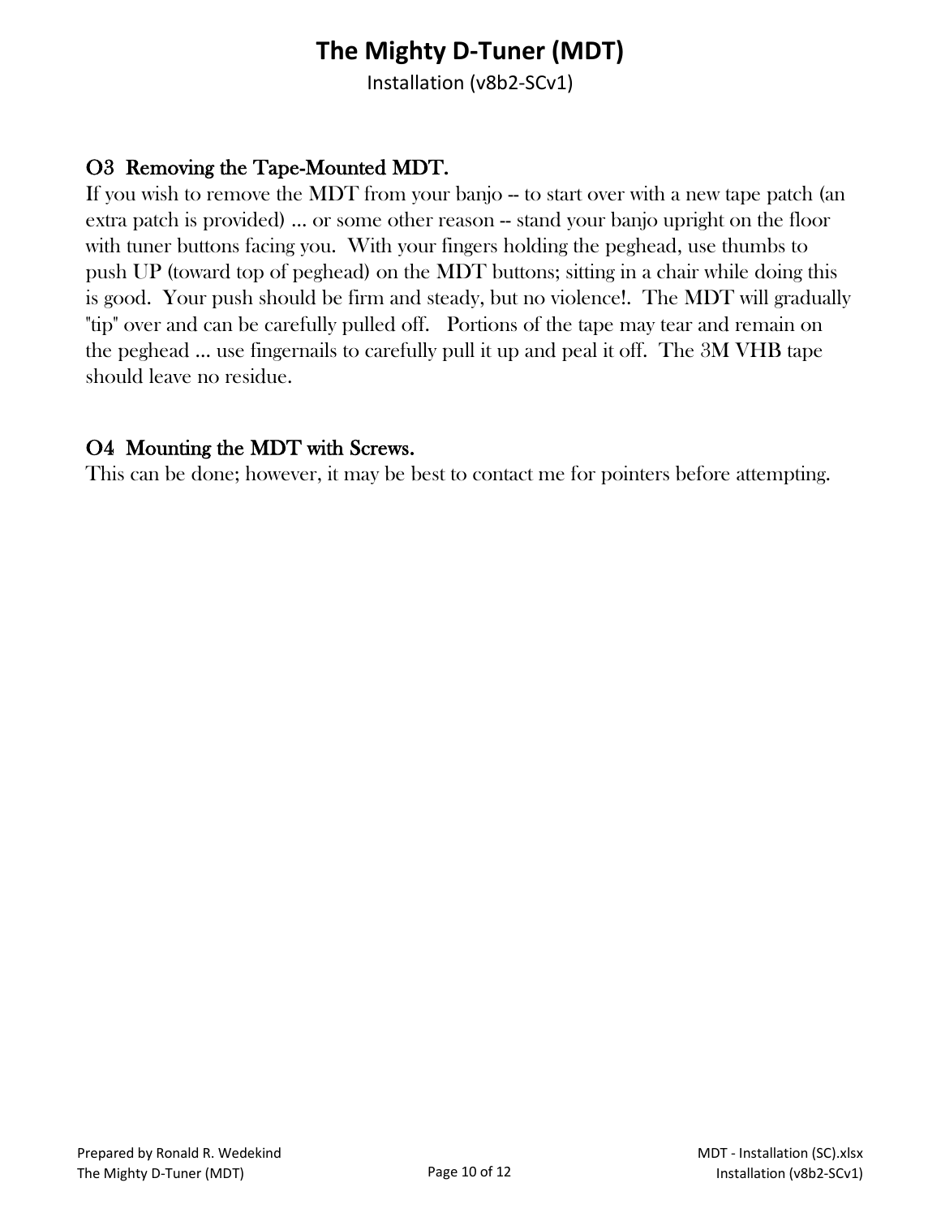**O3  Removing the Tape-Mounted MDT.**

If you wish to remove the MDT from your banjo -- to start over with a new tape patch (an extra patch is provided) ... or some other reason -- stand your banjo upright on the floor with tuner buttons facing you.  With your fingers holding the peghead, use thumbs to push UP (toward top of peghead) on the MDT buttons; sitting in a chair while doing this is good.  Your push should be firm and steady, but no violence!.  The MDT will gradually "tip" over and can be carefully pulled off.   Portions of the tape may tear and remain on the peghead ... use fingernails to carefully pull it up and peal it off.  The 3M VHB tape should leave no residue.

**O4  Mounting the MDT with Screws.**

This can be done; however, it may be best to contact me for pointers before attempting.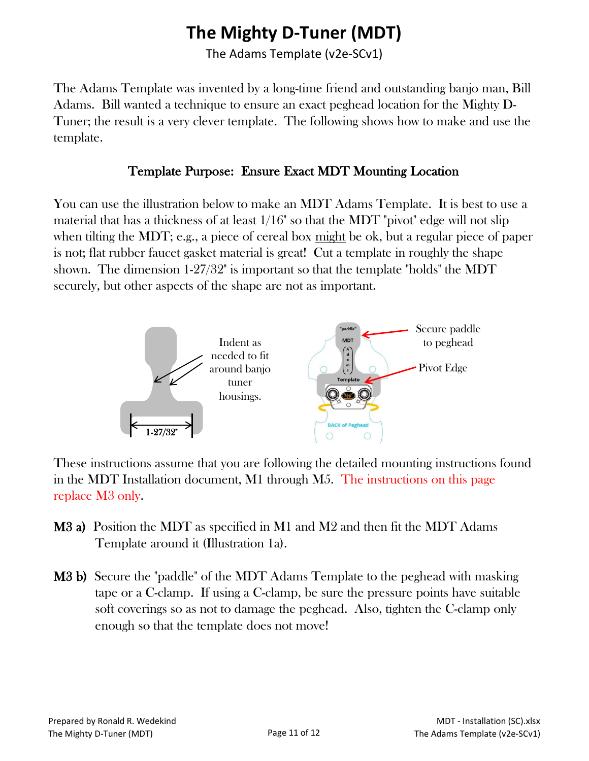# The Mighty D-Tuner (MDT)

The Adams Template (v2e-SCv1)

The Adams Template was invented by a long-time friend and outstanding banjo man, Bill Adams. Bill wanted a technique to ensure an exact peghead location for the Mighty D-Tuner; the result is a very clever template. The following shows how to make and use the template.

## Template Purpose: Ensure Exact MDT Mounting Location

You can use the illustration below to make an MDT Adams Template. It is best to use a material that has a thickness of at least 1/16" so that the MDT "pivot" edge will not slip when tilting the MDT; e.g., a piece of cereal box might be ok, but a regular piece of paper is not; flat rubber faucet gasket material is great! Cut a template in roughly the shape shown. The dimension 1-27/32" is important so that the template "holds" the MDT securely, but other aspects of the shape are not as important.

Indent as needed to fit around banjo tuner housings.

1-27/32"

Secure paddle to peghead

Pivot Edge

These instructions assume that you are following the detailed mounting instructions found in the MDT Installation document, M1 through M5. The instructions on this page replace M3 only.

**M3 a)** Position the MDT as specified in M1 and M2 and then fit the MDT Adams Template around it (Illustration 1a).

**M3 b)** Secure the "paddle" of the MDT Adams Template to the peghead with masking tape or a C-clamp. If using a C-clamp, be sure the pressure points have suitable soft coverings so as not to damage the peghead. Also, tighten the C-clamp only enough so that the template does not move!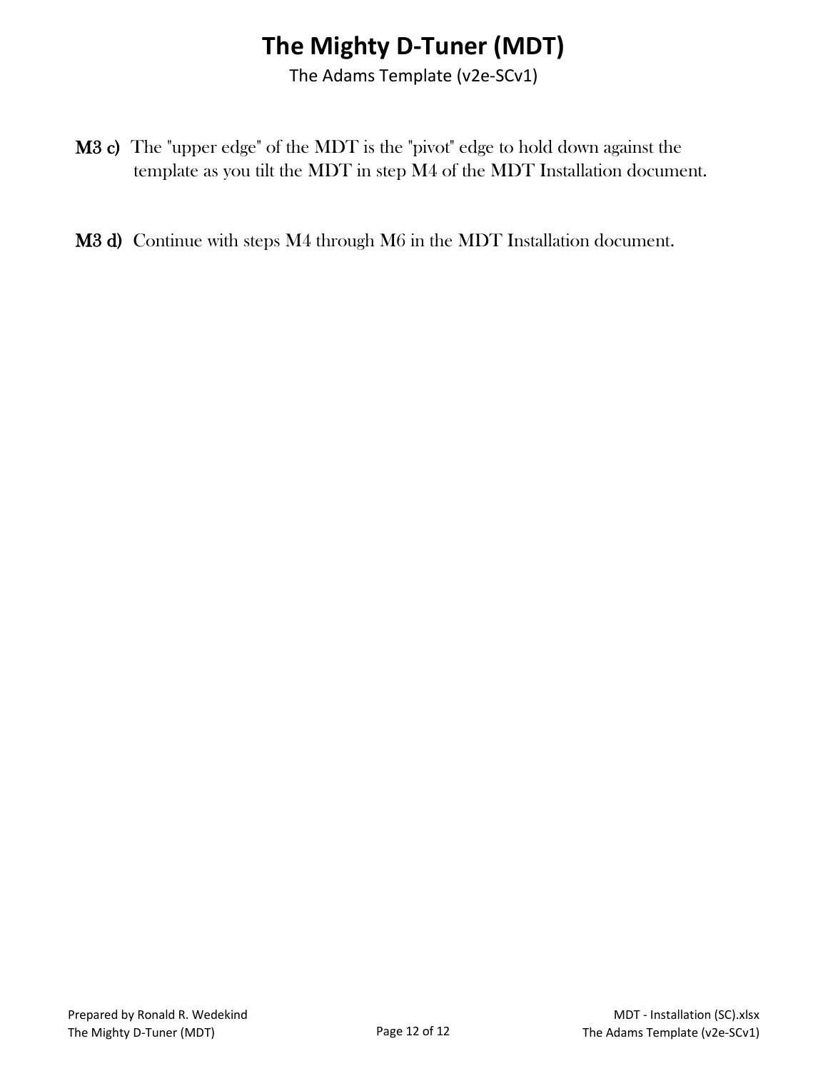**M3 c)** The "upper edge" of the MDT is the "pivot" edge to hold down against the template as you tilt the MDT in step M4 of the MDT Installation document.

**M3 d)** Continue with steps M4 through M6 in the MDT Installation document.